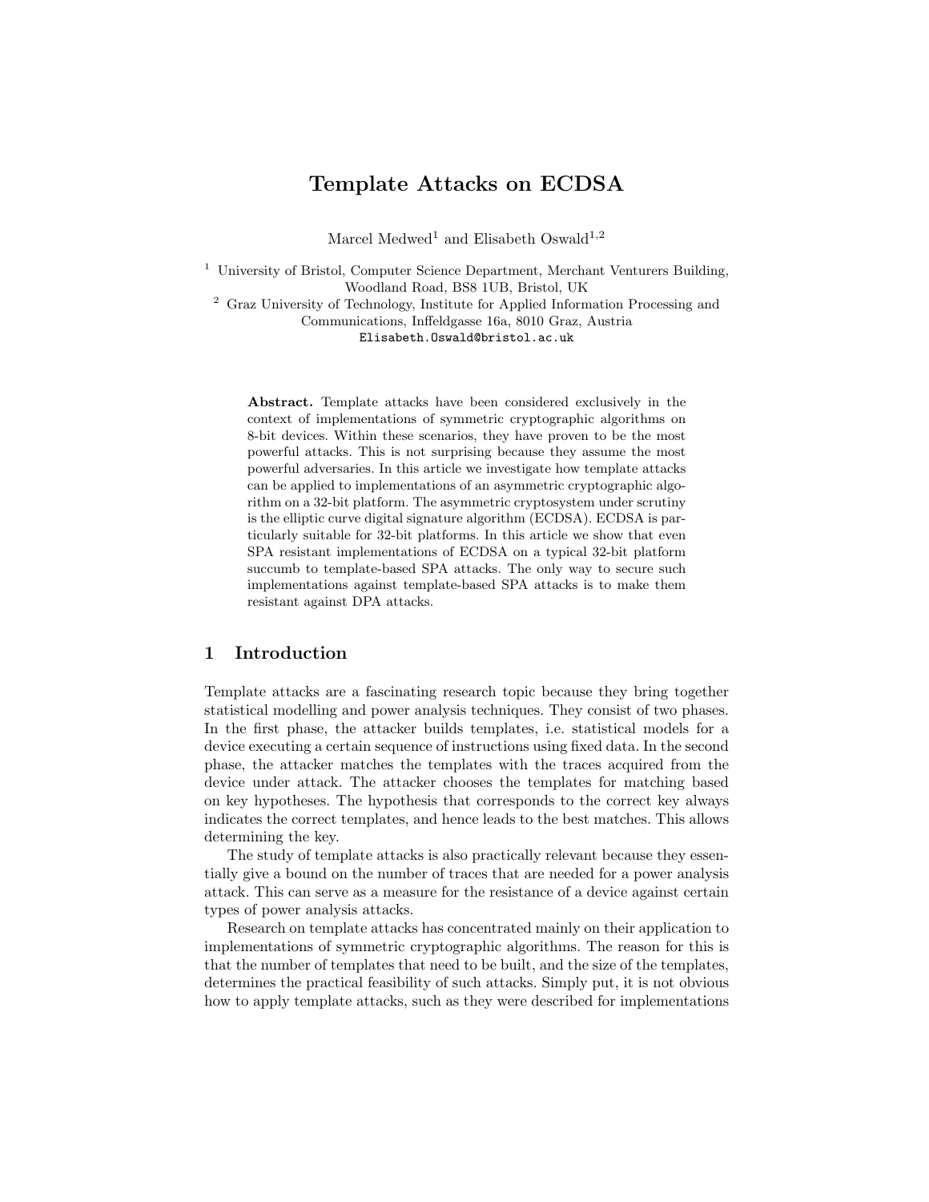# Template Attacks on ECDSA

Marcel Medwed[1] and Elisabeth Oswald[1,2]

[1] University of Bristol, Computer Science Department, Merchant Venturers Building, Woodland Road, BS8 1UB, Bristol, UK

[2] Graz University of Technology, Institute for Applied Information Processing and Communications, Inffeldgasse 16a, 8010 Graz, Austria

`Elisabeth.Oswald@bristol.ac.uk`

**Abstract.** Template attacks have been considered exclusively in the context of implementations of symmetric cryptographic algorithms on 8-bit devices. Within these scenarios, they have proven to be the most powerful attacks. This is not surprising because they assume the most powerful adversaries. In this article we investigate how template attacks can be applied to implementations of an asymmetric cryptographic algorithm on a 32-bit platform. The asymmetric cryptosystem under scrutiny is the elliptic curve digital signature algorithm (ECDSA). ECDSA is particularly suitable for 32-bit platforms. In this article we show that even SPA resistant implementations of ECDSA on a typical 32-bit platform succumb to template-based SPA attacks. The only way to secure such implementations against template-based SPA attacks is to make them resistant against DPA attacks.

## 1 Introduction

Template attacks are a fascinating research topic because they bring together statistical modelling and power analysis techniques. They consist of two phases. In the first phase, the attacker builds templates, i.e. statistical models for a device executing a certain sequence of instructions using fixed data. In the second phase, the attacker matches the templates with the traces acquired from the device under attack. The attacker chooses the templates for matching based on key hypotheses. The hypothesis that corresponds to the correct key always indicates the correct templates, and hence leads to the best matches. This allows determining the key.

The study of template attacks is also practically relevant because they essentially give a bound on the number of traces that are needed for a power analysis attack. This can serve as a measure for the resistance of a device against certain types of power analysis attacks.

Research on template attacks has concentrated mainly on their application to implementations of symmetric cryptographic algorithms. The reason for this is that the number of templates that need to be built, and the size of the templates, determines the practical feasibility of such attacks. Simply put, it is not obvious how to apply template attacks, such as they were described for implementations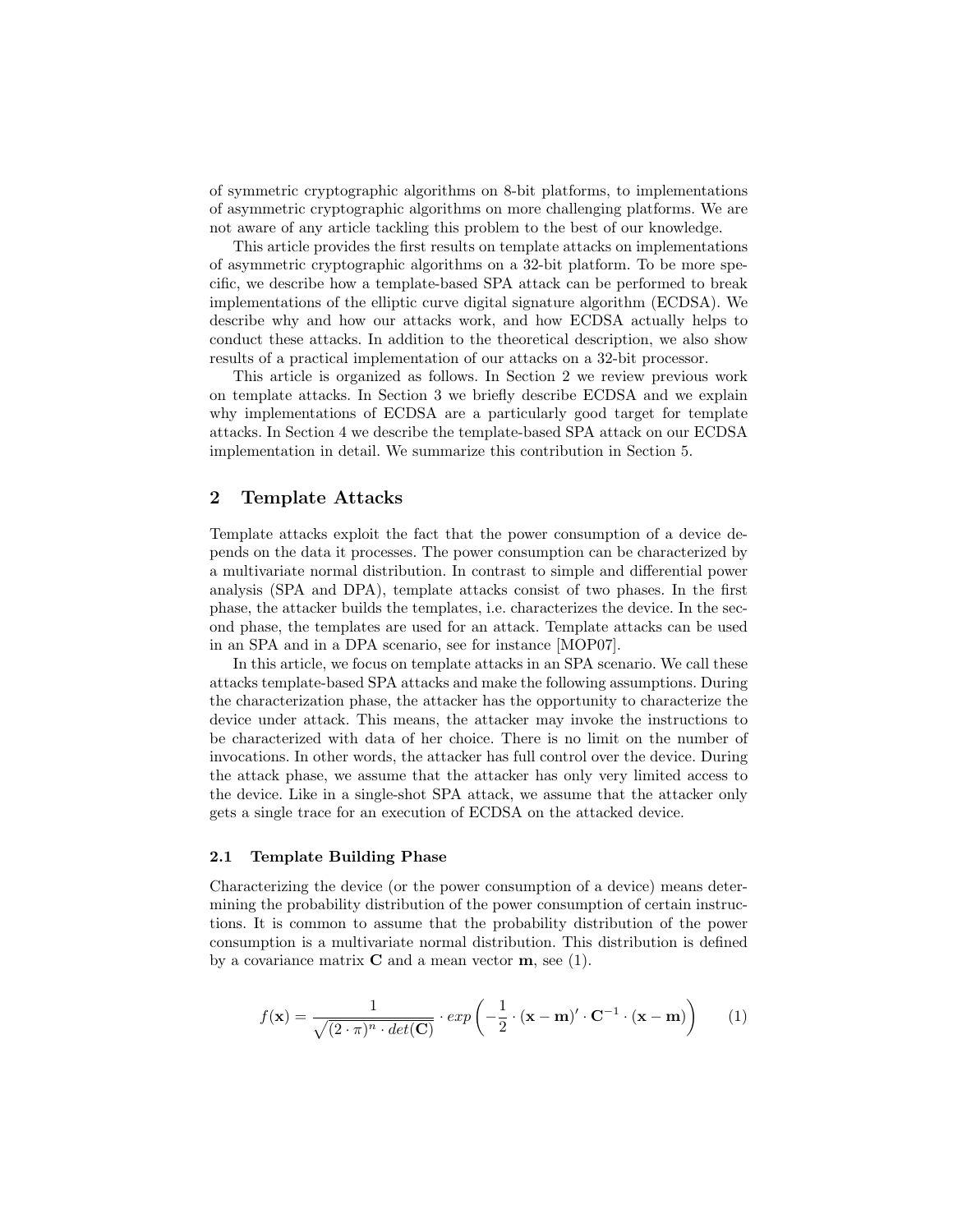of symmetric cryptographic algorithms on 8-bit platforms, to implementations of asymmetric cryptographic algorithms on more challenging platforms. We are not aware of any article tackling this problem to the best of our knowledge.

This article provides the first results on template attacks on implementations of asymmetric cryptographic algorithms on a 32-bit platform. To be more specific, we describe how a template-based SPA attack can be performed to break implementations of the elliptic curve digital signature algorithm (ECDSA). We describe why and how our attacks work, and how ECDSA actually helps to conduct these attacks. In addition to the theoretical description, we also show results of a practical implementation of our attacks on a 32-bit processor.

This article is organized as follows. In Section 2 we review previous work on template attacks. In Section 3 we briefly describe ECDSA and we explain why implementations of ECDSA are a particularly good target for template attacks. In Section 4 we describe the template-based SPA attack on our ECDSA implementation in detail. We summarize this contribution in Section 5.

## 2 Template Attacks

Template attacks exploit the fact that the power consumption of a device depends on the data it processes. The power consumption can be characterized by a multivariate normal distribution. In contrast to simple and differential power analysis (SPA and DPA), template attacks consist of two phases. In the first phase, the attacker builds the templates, i.e. characterizes the device. In the second phase, the templates are used for an attack. Template attacks can be used in an SPA and in a DPA scenario, see for instance [MOP07].

In this article, we focus on template attacks in an SPA scenario. We call these attacks template-based SPA attacks and make the following assumptions. During the characterization phase, the attacker has the opportunity to characterize the device under attack. This means, the attacker may invoke the instructions to be characterized with data of her choice. There is no limit on the number of invocations. In other words, the attacker has full control over the device. During the attack phase, we assume that the attacker has only very limited access to the device. Like in a single-shot SPA attack, we assume that the attacker only gets a single trace for an execution of ECDSA on the attacked device.

### 2.1 Template Building Phase

Characterizing the device (or the power consumption of a device) means determining the probability distribution of the power consumption of certain instructions. It is common to assume that the probability distribution of the power consumption is a multivariate normal distribution. This distribution is defined by a covariance matrix $\mathbf{C}$ and a mean vector $\mathbf{m}$, see (1).

$$f(\mathbf{x}) = \frac{1}{\sqrt{(2 \cdot \pi)^n \cdot det(\mathbf{C})}} \cdot exp\left(-\frac{1}{2} \cdot (\mathbf{x} - \mathbf{m})' \cdot \mathbf{C}^{-1} \cdot (\mathbf{x} - \mathbf{m})\right) \qquad (1)$$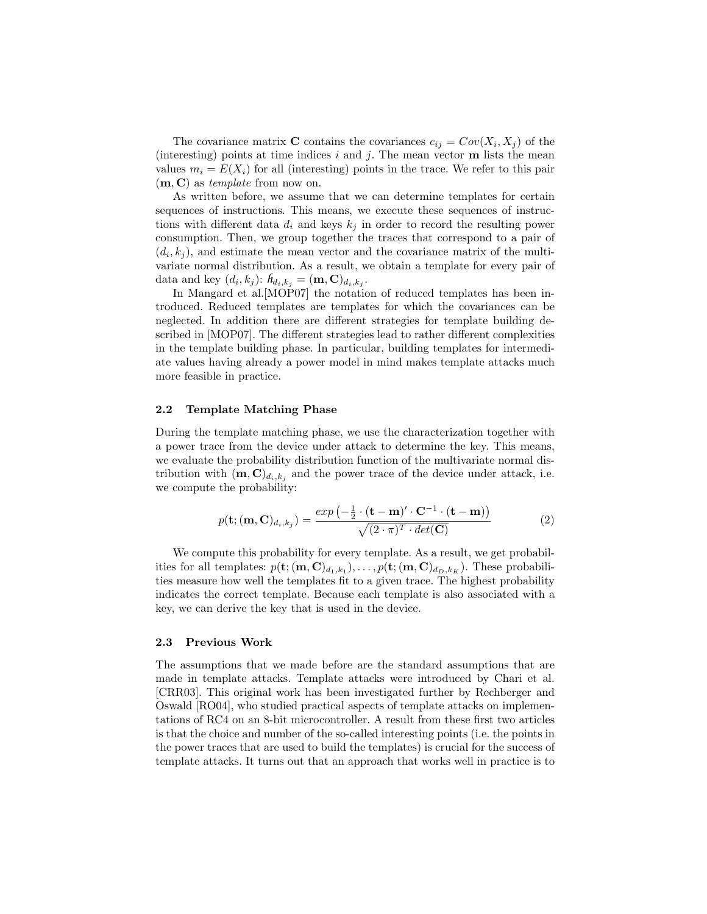The covariance matrix $\mathbf{C}$ contains the covariances $c_{ij} = Cov(X_i, X_j)$ of the (interesting) points at time indices $i$ and $j$. The mean vector $\mathbf{m}$ lists the mean values $m_i = E(X_i)$ for all (interesting) points in the trace. We refer to this pair $(\mathbf{m}, \mathbf{C})$ as *template* from now on.

As written before, we assume that we can determine templates for certain sequences of instructions. This means, we execute these sequences of instructions with different data $d_i$ and keys $k_j$ in order to record the resulting power consumption. Then, we group together the traces that correspond to a pair of $(d_i, k_j)$, and estimate the mean vector and the covariance matrix of the multivariate normal distribution. As a result, we obtain a template for every pair of data and key $(d_i, k_j)$: $\hbar_{d_i,k_j} = (\mathbf{m}, \mathbf{C})_{d_i,k_j}$.

In Mangard et al.[MOP07] the notation of reduced templates has been introduced. Reduced templates are templates for which the covariances can be neglected. In addition there are different strategies for template building described in [MOP07]. The different strategies lead to rather different complexities in the template building phase. In particular, building templates for intermediate values having already a power model in mind makes template attacks much more feasible in practice.

### 2.2 Template Matching Phase

During the template matching phase, we use the characterization together with a power trace from the device under attack to determine the key. This means, we evaluate the probability distribution function of the multivariate normal distribution with $(\mathbf{m}, \mathbf{C})_{d_i,k_j}$ and the power trace of the device under attack, i.e. we compute the probability:

$$p(\mathbf{t}; (\mathbf{m}, \mathbf{C})_{d_i,k_j}) = \frac{exp\left(-\frac{1}{2} \cdot (\mathbf{t} - \mathbf{m})' \cdot \mathbf{C}^{-1} \cdot (\mathbf{t} - \mathbf{m})\right)}{\sqrt{(2 \cdot \pi)^T \cdot det(\mathbf{C})}} \tag{2}$$

We compute this probability for every template. As a result, we get probabilities for all templates: $p(\mathbf{t}; (\mathbf{m}, \mathbf{C})_{d_1,k_1}), \ldots, p(\mathbf{t}; (\mathbf{m}, \mathbf{C})_{d_D,k_K})$. These probabilities measure how well the templates fit to a given trace. The highest probability indicates the correct template. Because each template is also associated with a key, we can derive the key that is used in the device.

### 2.3 Previous Work

The assumptions that we made before are the standard assumptions that are made in template attacks. Template attacks were introduced by Chari et al. [CRR03]. This original work has been investigated further by Rechberger and Oswald [RO04], who studied practical aspects of template attacks on implementations of RC4 on an 8-bit microcontroller. A result from these first two articles is that the choice and number of the so-called interesting points (i.e. the points in the power traces that are used to build the templates) is crucial for the success of template attacks. It turns out that an approach that works well in practice is to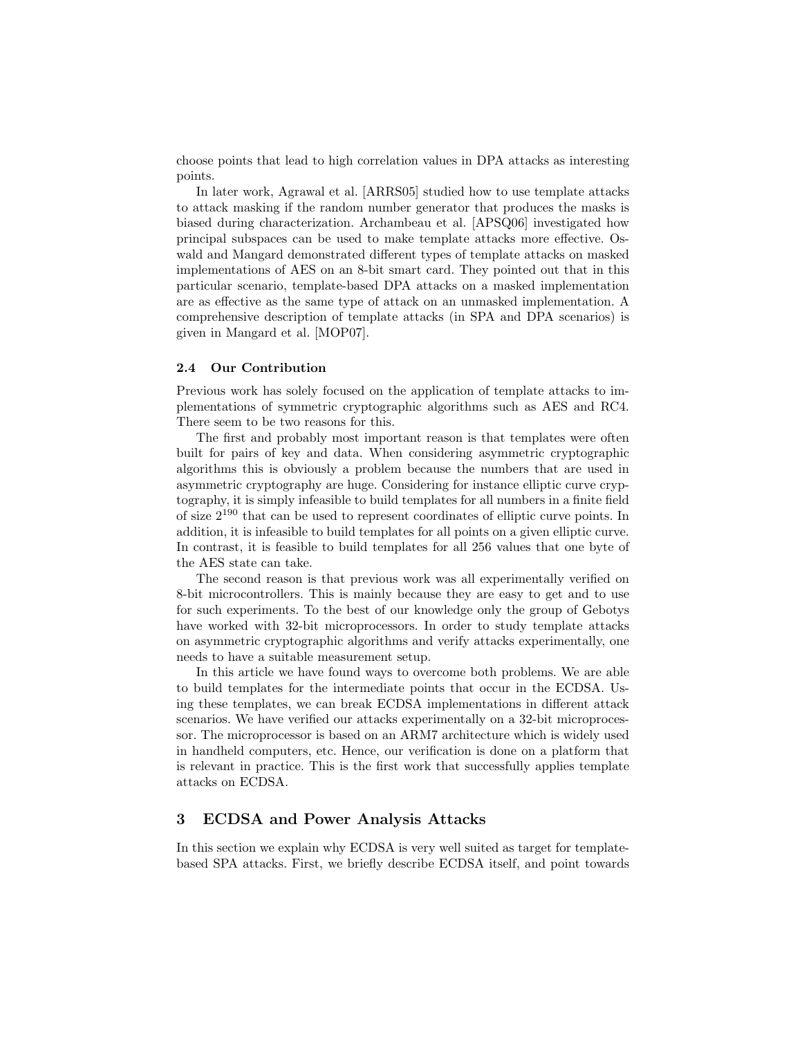choose points that lead to high correlation values in DPA attacks as interesting points.

In later work, Agrawal et al. [ARRS05] studied how to use template attacks to attack masking if the random number generator that produces the masks is biased during characterization. Archambeau et al. [APSQ06] investigated how principal subspaces can be used to make template attacks more effective. Oswald and Mangard demonstrated different types of template attacks on masked implementations of AES on an 8-bit smart card. They pointed out that in this particular scenario, template-based DPA attacks on a masked implementation are as effective as the same type of attack on an unmasked implementation. A comprehensive description of template attacks (in SPA and DPA scenarios) is given in Mangard et al. [MOP07].

### 2.4 Our Contribution

Previous work has solely focused on the application of template attacks to implementations of symmetric cryptographic algorithms such as AES and RC4. There seem to be two reasons for this.

The first and probably most important reason is that templates were often built for pairs of key and data. When considering asymmetric cryptographic algorithms this is obviously a problem because the numbers that are used in asymmetric cryptography are huge. Considering for instance elliptic curve cryptography, it is simply infeasible to build templates for all numbers in a finite field of size $2^{190}$ that can be used to represent coordinates of elliptic curve points. In addition, it is infeasible to build templates for all points on a given elliptic curve. In contrast, it is feasible to build templates for all 256 values that one byte of the AES state can take.

The second reason is that previous work was all experimentally verified on 8-bit microcontrollers. This is mainly because they are easy to get and to use for such experiments. To the best of our knowledge only the group of Gebotys have worked with 32-bit microprocessors. In order to study template attacks on asymmetric cryptographic algorithms and verify attacks experimentally, one needs to have a suitable measurement setup.

In this article we have found ways to overcome both problems. We are able to build templates for the intermediate points that occur in the ECDSA. Using these templates, we can break ECDSA implementations in different attack scenarios. We have verified our attacks experimentally on a 32-bit microprocessor. The microprocessor is based on an ARM7 architecture which is widely used in handheld computers, etc. Hence, our verification is done on a platform that is relevant in practice. This is the first work that successfully applies template attacks on ECDSA.

## 3 ECDSA and Power Analysis Attacks

In this section we explain why ECDSA is very well suited as target for template-based SPA attacks. First, we briefly describe ECDSA itself, and point towards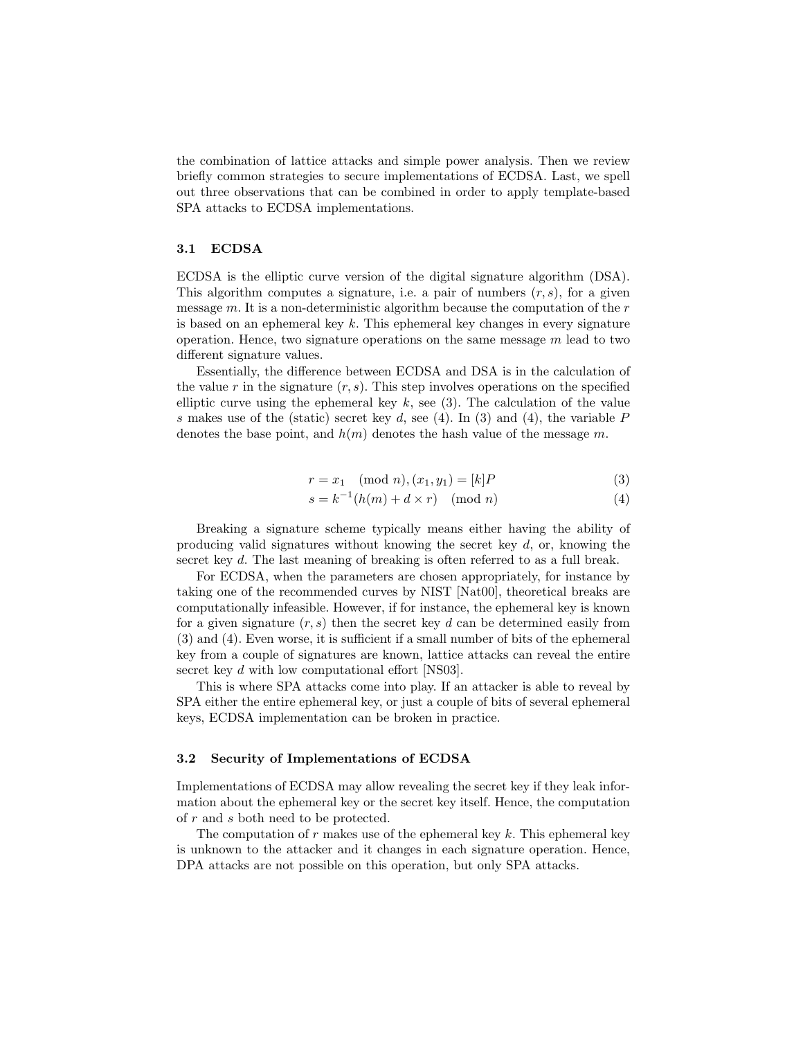the combination of lattice attacks and simple power analysis. Then we review briefly common strategies to secure implementations of ECDSA. Last, we spell out three observations that can be combined in order to apply template-based SPA attacks to ECDSA implementations.

### 3.1 ECDSA

ECDSA is the elliptic curve version of the digital signature algorithm (DSA). This algorithm computes a signature, i.e. a pair of numbers $(r, s)$, for a given message $m$. It is a non-deterministic algorithm because the computation of the $r$ is based on an ephemeral key $k$. This ephemeral key changes in every signature operation. Hence, two signature operations on the same message $m$ lead to two different signature values.

Essentially, the difference between ECDSA and DSA is in the calculation of the value $r$ in the signature $(r, s)$. This step involves operations on the specified elliptic curve using the ephemeral key $k$, see (3). The calculation of the value $s$ makes use of the (static) secret key $d$, see (4). In (3) and (4), the variable $P$ denotes the base point, and $h(m)$ denotes the hash value of the message $m$.

$$r = x_1 \pmod n, (x_1, y_1) = [k]P \tag{3}$$

$$s = k^{-1}(h(m) + d \times r) \pmod n \tag{4}$$

Breaking a signature scheme typically means either having the ability of producing valid signatures without knowing the secret key $d$, or, knowing the secret key $d$. The last meaning of breaking is often referred to as a full break.

For ECDSA, when the parameters are chosen appropriately, for instance by taking one of the recommended curves by NIST [Nat00], theoretical breaks are computationally infeasible. However, if for instance, the ephemeral key is known for a given signature $(r, s)$ then the secret key $d$ can be determined easily from (3) and (4). Even worse, it is sufficient if a small number of bits of the ephemeral key from a couple of signatures are known, lattice attacks can reveal the entire secret key $d$ with low computational effort [NS03].

This is where SPA attacks come into play. If an attacker is able to reveal by SPA either the entire ephemeral key, or just a couple of bits of several ephemeral keys, ECDSA implementation can be broken in practice.

### 3.2 Security of Implementations of ECDSA

Implementations of ECDSA may allow revealing the secret key if they leak information about the ephemeral key or the secret key itself. Hence, the computation of $r$ and $s$ both need to be protected.

The computation of $r$ makes use of the ephemeral key $k$. This ephemeral key is unknown to the attacker and it changes in each signature operation. Hence, DPA attacks are not possible on this operation, but only SPA attacks.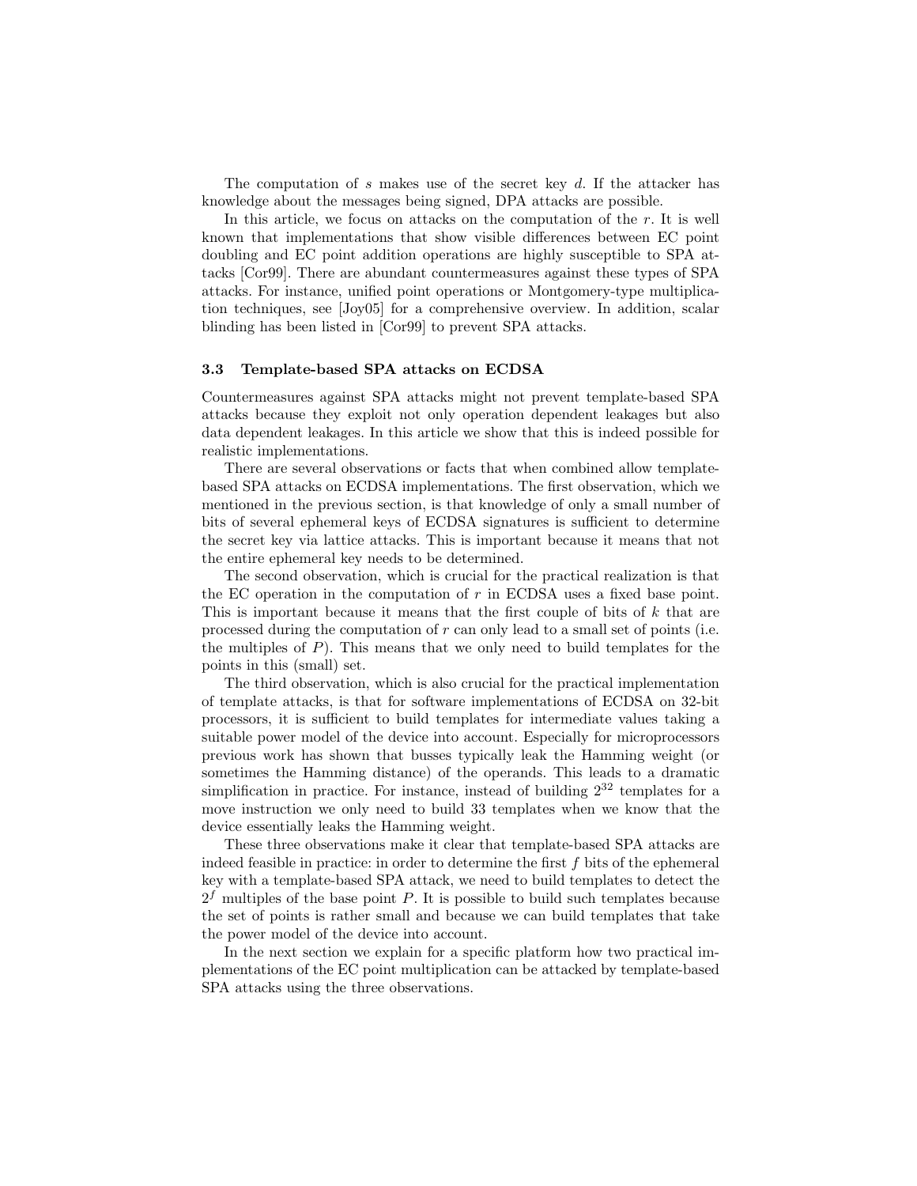The computation of $s$ makes use of the secret key $d$. If the attacker has knowledge about the messages being signed, DPA attacks are possible.

In this article, we focus on attacks on the computation of the $r$. It is well known that implementations that show visible differences between EC point doubling and EC point addition operations are highly susceptible to SPA attacks [Cor99]. There are abundant countermeasures against these types of SPA attacks. For instance, unified point operations or Montgomery-type multiplication techniques, see [Joy05] for a comprehensive overview. In addition, scalar blinding has been listed in [Cor99] to prevent SPA attacks.

### 3.3 Template-based SPA attacks on ECDSA

Countermeasures against SPA attacks might not prevent template-based SPA attacks because they exploit not only operation dependent leakages but also data dependent leakages. In this article we show that this is indeed possible for realistic implementations.

There are several observations or facts that when combined allow template-based SPA attacks on ECDSA implementations. The first observation, which we mentioned in the previous section, is that knowledge of only a small number of bits of several ephemeral keys of ECDSA signatures is sufficient to determine the secret key via lattice attacks. This is important because it means that not the entire ephemeral key needs to be determined.

The second observation, which is crucial for the practical realization is that the EC operation in the computation of $r$ in ECDSA uses a fixed base point. This is important because it means that the first couple of bits of $k$ that are processed during the computation of $r$ can only lead to a small set of points (i.e. the multiples of $P$). This means that we only need to build templates for the points in this (small) set.

The third observation, which is also crucial for the practical implementation of template attacks, is that for software implementations of ECDSA on 32-bit processors, it is sufficient to build templates for intermediate values taking a suitable power model of the device into account. Especially for microprocessors previous work has shown that busses typically leak the Hamming weight (or sometimes the Hamming distance) of the operands. This leads to a dramatic simplification in practice. For instance, instead of building $2^{32}$ templates for a move instruction we only need to build 33 templates when we know that the device essentially leaks the Hamming weight.

These three observations make it clear that template-based SPA attacks are indeed feasible in practice: in order to determine the first $f$ bits of the ephemeral key with a template-based SPA attack, we need to build templates to detect the $2^f$ multiples of the base point $P$. It is possible to build such templates because the set of points is rather small and because we can build templates that take the power model of the device into account.

In the next section we explain for a specific platform how two practical implementations of the EC point multiplication can be attacked by template-based SPA attacks using the three observations.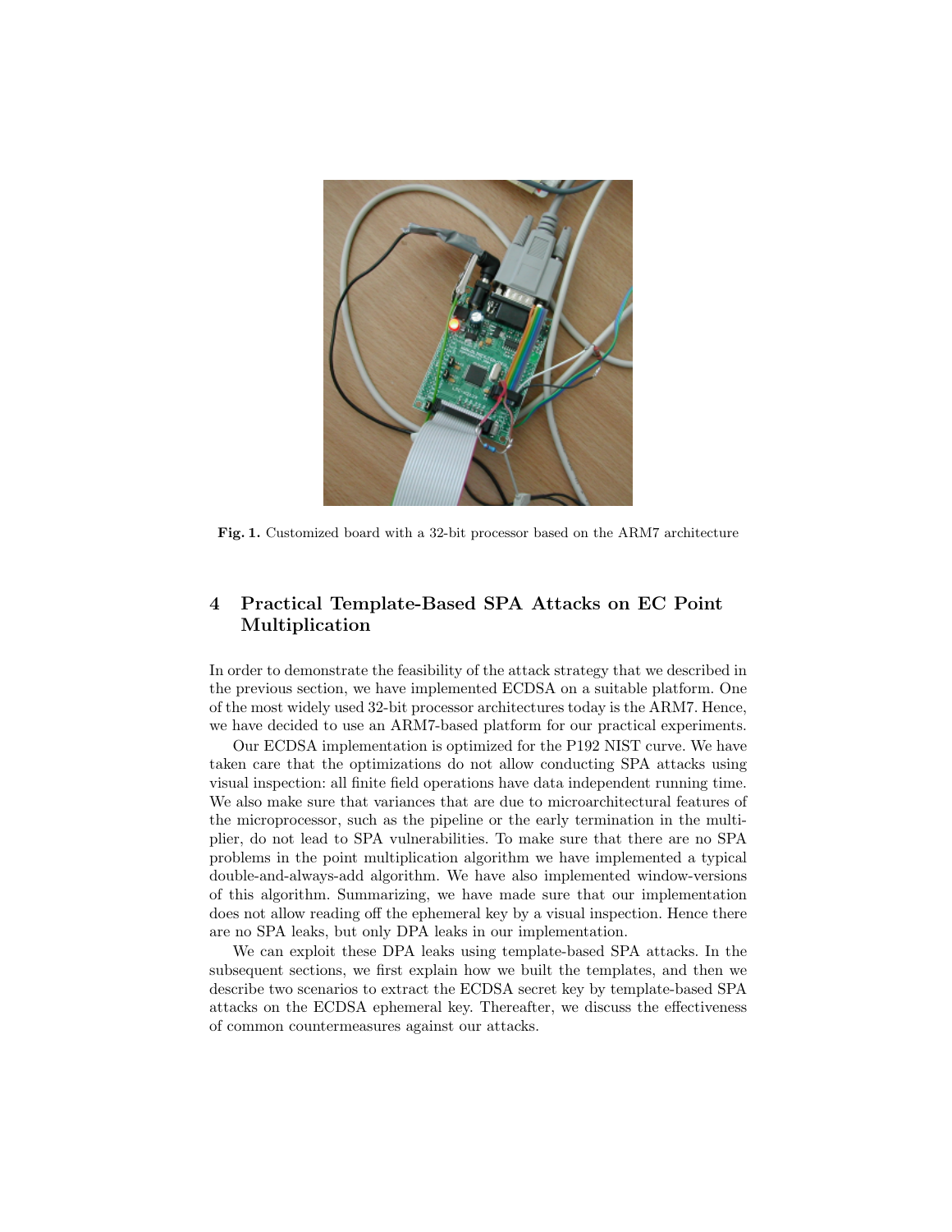**Fig. 1.** Customized board with a 32-bit processor based on the ARM7 architecture

## 4 Practical Template-Based SPA Attacks on EC Point Multiplication

In order to demonstrate the feasibility of the attack strategy that we described in the previous section, we have implemented ECDSA on a suitable platform. One of the most widely used 32-bit processor architectures today is the ARM7. Hence, we have decided to use an ARM7-based platform for our practical experiments.

Our ECDSA implementation is optimized for the P192 NIST curve. We have taken care that the optimizations do not allow conducting SPA attacks using visual inspection: all finite field operations have data independent running time. We also make sure that variances that are due to microarchitectural features of the microprocessor, such as the pipeline or the early termination in the multiplier, do not lead to SPA vulnerabilities. To make sure that there are no SPA problems in the point multiplication algorithm we have implemented a typical double-and-always-add algorithm. We have also implemented window-versions of this algorithm. Summarizing, we have made sure that our implementation does not allow reading off the ephemeral key by a visual inspection. Hence there are no SPA leaks, but only DPA leaks in our implementation.

We can exploit these DPA leaks using template-based SPA attacks. In the subsequent sections, we first explain how we built the templates, and then we describe two scenarios to extract the ECDSA secret key by template-based SPA attacks on the ECDSA ephemeral key. Thereafter, we discuss the effectiveness of common countermeasures against our attacks.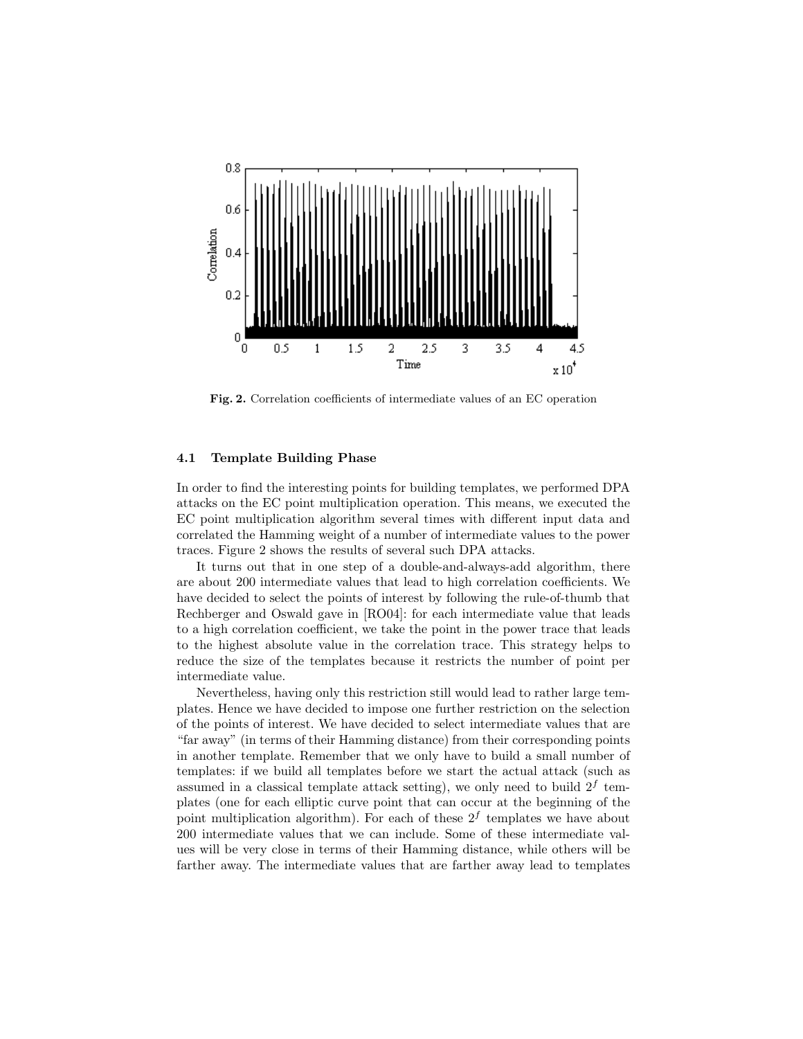Fig. 2. Correlation coefficients of intermediate values of an EC operation

### 4.1 Template Building Phase

In order to find the interesting points for building templates, we performed DPA attacks on the EC point multiplication operation. This means, we executed the EC point multiplication algorithm several times with different input data and correlated the Hamming weight of a number of intermediate values to the power traces. Figure 2 shows the results of several such DPA attacks.

It turns out that in one step of a double-and-always-add algorithm, there are about 200 intermediate values that lead to high correlation coefficients. We have decided to select the points of interest by following the rule-of-thumb that Rechberger and Oswald gave in [RO04]: for each intermediate value that leads to a high correlation coefficient, we take the point in the power trace that leads to the highest absolute value in the correlation trace. This strategy helps to reduce the size of the templates because it restricts the number of point per intermediate value.

Nevertheless, having only this restriction still would lead to rather large templates. Hence we have decided to impose one further restriction on the selection of the points of interest. We have decided to select intermediate values that are "far away" (in terms of their Hamming distance) from their corresponding points in another template. Remember that we only have to build a small number of templates: if we build all templates before we start the actual attack (such as assumed in a classical template attack setting), we only need to build $2^f$ templates (one for each elliptic curve point that can occur at the beginning of the point multiplication algorithm). For each of these $2^f$ templates we have about 200 intermediate values that we can include. Some of these intermediate values will be very close in terms of their Hamming distance, while others will be farther away. The intermediate values that are farther away lead to templates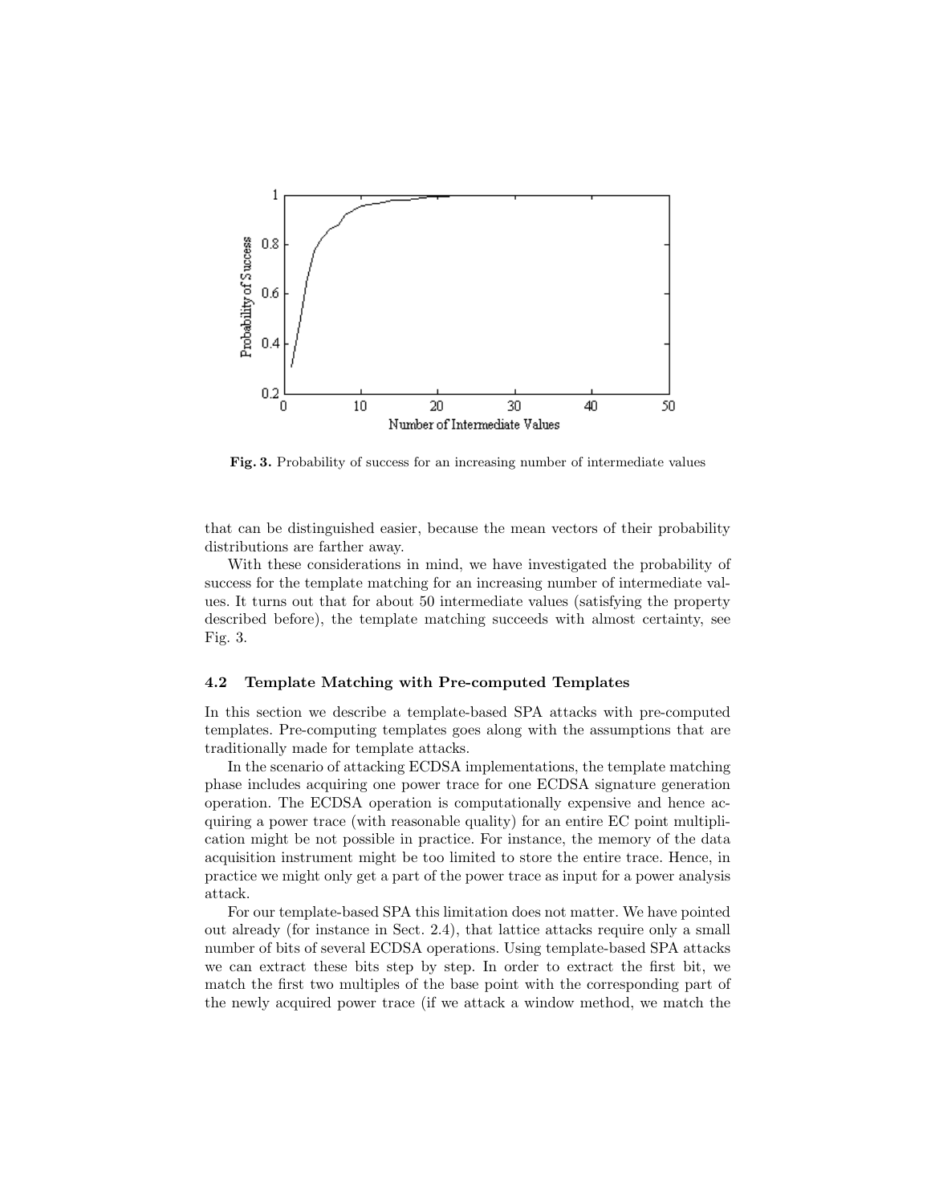**Fig. 3.** Probability of success for an increasing number of intermediate values

that can be distinguished easier, because the mean vectors of their probability distributions are farther away.

With these considerations in mind, we have investigated the probability of success for the template matching for an increasing number of intermediate values. It turns out that for about 50 intermediate values (satisfying the property described before), the template matching succeeds with almost certainty, see Fig. 3.

### 4.2 Template Matching with Pre-computed Templates

In this section we describe a template-based SPA attacks with pre-computed templates. Pre-computing templates goes along with the assumptions that are traditionally made for template attacks.

In the scenario of attacking ECDSA implementations, the template matching phase includes acquiring one power trace for one ECDSA signature generation operation. The ECDSA operation is computationally expensive and hence acquiring a power trace (with reasonable quality) for an entire EC point multiplication might be not possible in practice. For instance, the memory of the data acquisition instrument might be too limited to store the entire trace. Hence, in practice we might only get a part of the power trace as input for a power analysis attack.

For our template-based SPA this limitation does not matter. We have pointed out already (for instance in Sect. 2.4), that lattice attacks require only a small number of bits of several ECDSA operations. Using template-based SPA attacks we can extract these bits step by step. In order to extract the first bit, we match the first two multiples of the base point with the corresponding part of the newly acquired power trace (if we attack a window method, we match the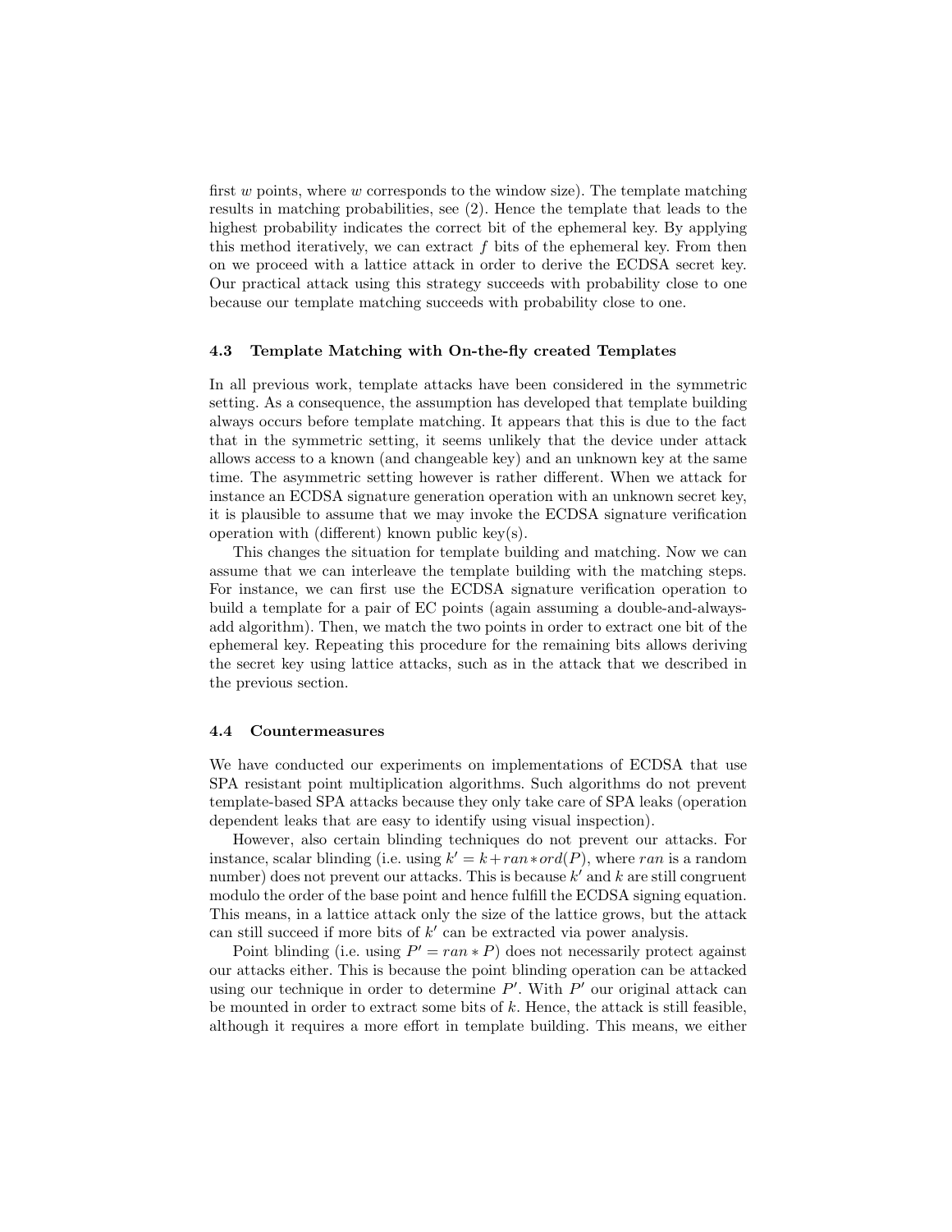first $w$ points, where $w$ corresponds to the window size). The template matching results in matching probabilities, see (2). Hence the template that leads to the highest probability indicates the correct bit of the ephemeral key. By applying this method iteratively, we can extract $f$ bits of the ephemeral key. From then on we proceed with a lattice attack in order to derive the ECDSA secret key. Our practical attack using this strategy succeeds with probability close to one because our template matching succeeds with probability close to one.

### 4.3 Template Matching with On-the-fly created Templates

In all previous work, template attacks have been considered in the symmetric setting. As a consequence, the assumption has developed that template building always occurs before template matching. It appears that this is due to the fact that in the symmetric setting, it seems unlikely that the device under attack allows access to a known (and changeable key) and an unknown key at the same time. The asymmetric setting however is rather different. When we attack for instance an ECDSA signature generation operation with an unknown secret key, it is plausible to assume that we may invoke the ECDSA signature verification operation with (different) known public key(s).

This changes the situation for template building and matching. Now we can assume that we can interleave the template building with the matching steps. For instance, we can first use the ECDSA signature verification operation to build a template for a pair of EC points (again assuming a double-and-always-add algorithm). Then, we match the two points in order to extract one bit of the ephemeral key. Repeating this procedure for the remaining bits allows deriving the secret key using lattice attacks, such as in the attack that we described in the previous section.

### 4.4 Countermeasures

We have conducted our experiments on implementations of ECDSA that use SPA resistant point multiplication algorithms. Such algorithms do not prevent template-based SPA attacks because they only take care of SPA leaks (operation dependent leaks that are easy to identify using visual inspection).

However, also certain blinding techniques do not prevent our attacks. For instance, scalar blinding (i.e. using $k' = k + ran * ord(P)$, where $ran$ is a random number) does not prevent our attacks. This is because $k'$ and $k$ are still congruent modulo the order of the base point and hence fulfill the ECDSA signing equation. This means, in a lattice attack only the size of the lattice grows, but the attack can still succeed if more bits of $k'$ can be extracted via power analysis.

Point blinding (i.e. using $P' = ran * P$) does not necessarily protect against our attacks either. This is because the point blinding operation can be attacked using our technique in order to determine $P'$. With $P'$ our original attack can be mounted in order to extract some bits of $k$. Hence, the attack is still feasible, although it requires a more effort in template building. This means, we either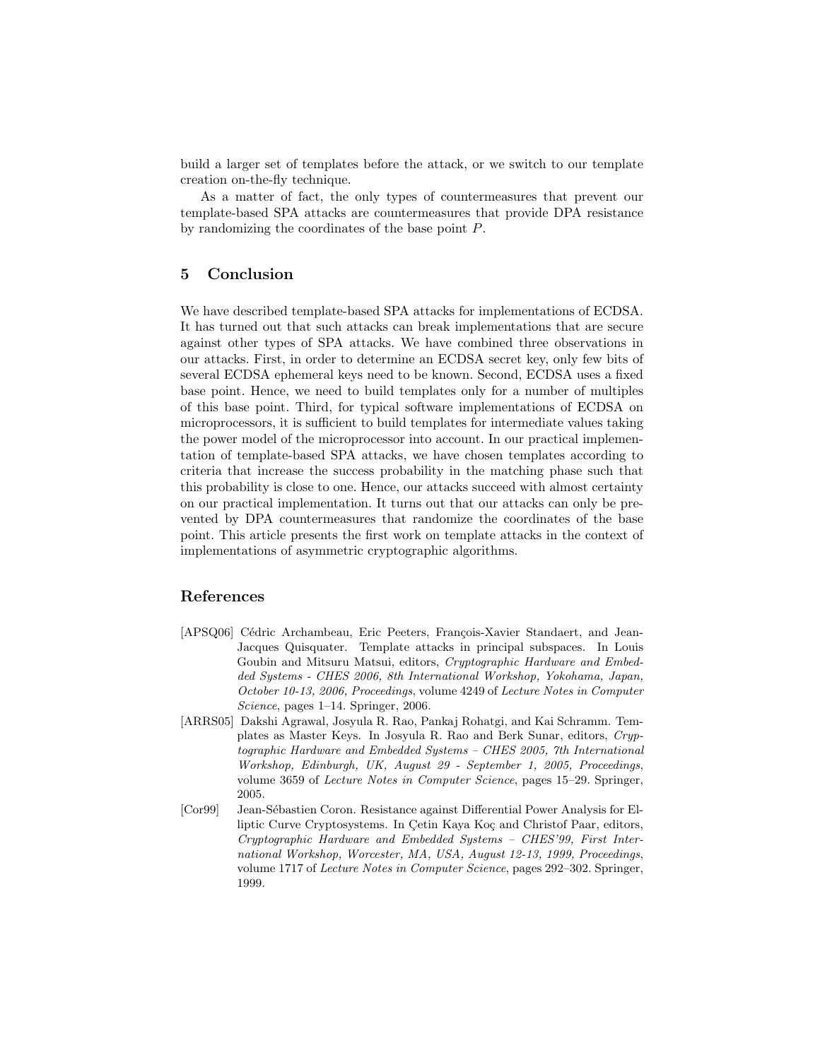build a larger set of templates before the attack, or we switch to our template creation on-the-fly technique.

As a matter of fact, the only types of countermeasures that prevent our template-based SPA attacks are countermeasures that provide DPA resistance by randomizing the coordinates of the base point $P$.

## 5 Conclusion

We have described template-based SPA attacks for implementations of ECDSA. It has turned out that such attacks can break implementations that are secure against other types of SPA attacks. We have combined three observations in our attacks. First, in order to determine an ECDSA secret key, only few bits of several ECDSA ephemeral keys need to be known. Second, ECDSA uses a fixed base point. Hence, we need to build templates only for a number of multiples of this base point. Third, for typical software implementations of ECDSA on microprocessors, it is sufficient to build templates for intermediate values taking the power model of the microprocessor into account. In our practical implementation of template-based SPA attacks, we have chosen templates according to criteria that increase the success probability in the matching phase such that this probability is close to one. Hence, our attacks succeed with almost certainty on our practical implementation. It turns out that our attacks can only be prevented by DPA countermeasures that randomize the coordinates of the base point. This article presents the first work on template attacks in the context of implementations of asymmetric cryptographic algorithms.

## References

[APSQ06] Cédric Archambeau, Eric Peeters, François-Xavier Standaert, and Jean-Jacques Quisquater. Template attacks in principal subspaces. In Louis Goubin and Mitsuru Matsui, editors, *Cryptographic Hardware and Embedded Systems - CHES 2006, 8th International Workshop, Yokohama, Japan, October 10-13, 2006, Proceedings*, volume 4249 of *Lecture Notes in Computer Science*, pages 1–14. Springer, 2006.

[ARRS05] Dakshi Agrawal, Josyula R. Rao, Pankaj Rohatgi, and Kai Schramm. Templates as Master Keys. In Josyula R. Rao and Berk Sunar, editors, *Cryptographic Hardware and Embedded Systems – CHES 2005, 7th International Workshop, Edinburgh, UK, August 29 - September 1, 2005, Proceedings*, volume 3659 of *Lecture Notes in Computer Science*, pages 15–29. Springer, 2005.

[Cor99] Jean-Sébastien Coron. Resistance against Differential Power Analysis for Elliptic Curve Cryptosystems. In Çetin Kaya Koç and Christof Paar, editors, *Cryptographic Hardware and Embedded Systems – CHES'99, First International Workshop, Worcester, MA, USA, August 12-13, 1999, Proceedings*, volume 1717 of *Lecture Notes in Computer Science*, pages 292–302. Springer, 1999.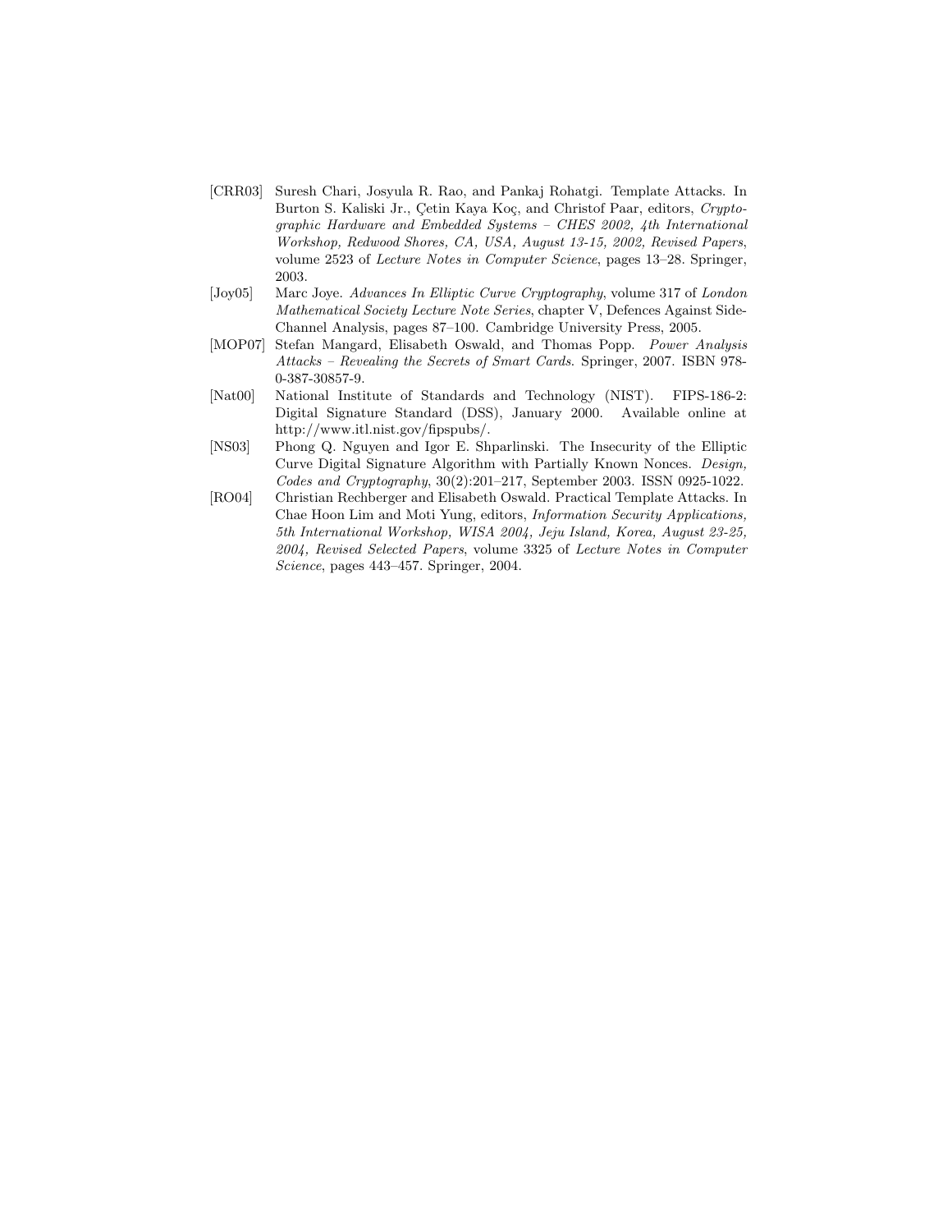- [CRR03] Suresh Chari, Josyula R. Rao, and Pankaj Rohatgi. Template Attacks. In Burton S. Kaliski Jr., Çetin Kaya Koç, and Christof Paar, editors, *Cryptographic Hardware and Embedded Systems – CHES 2002, 4th International Workshop, Redwood Shores, CA, USA, August 13-15, 2002, Revised Papers*, volume 2523 of *Lecture Notes in Computer Science*, pages 13–28. Springer, 2003.
- [Joy05] Marc Joye. *Advances In Elliptic Curve Cryptography*, volume 317 of *London Mathematical Society Lecture Note Series*, chapter V, Defences Against Side-Channel Analysis, pages 87–100. Cambridge University Press, 2005.
- [MOP07] Stefan Mangard, Elisabeth Oswald, and Thomas Popp. *Power Analysis Attacks – Revealing the Secrets of Smart Cards*. Springer, 2007. ISBN 978-0-387-30857-9.
- [Nat00] National Institute of Standards and Technology (NIST). FIPS-186-2: Digital Signature Standard (DSS), January 2000. Available online at http://www.itl.nist.gov/fipspubs/.
- [NS03] Phong Q. Nguyen and Igor E. Shparlinski. The Insecurity of the Elliptic Curve Digital Signature Algorithm with Partially Known Nonces. *Design, Codes and Cryptography*, 30(2):201–217, September 2003. ISSN 0925-1022.
- [RO04] Christian Rechberger and Elisabeth Oswald. Practical Template Attacks. In Chae Hoon Lim and Moti Yung, editors, *Information Security Applications, 5th International Workshop, WISA 2004, Jeju Island, Korea, August 23-25, 2004, Revised Selected Papers*, volume 3325 of *Lecture Notes in Computer Science*, pages 443–457. Springer, 2004.